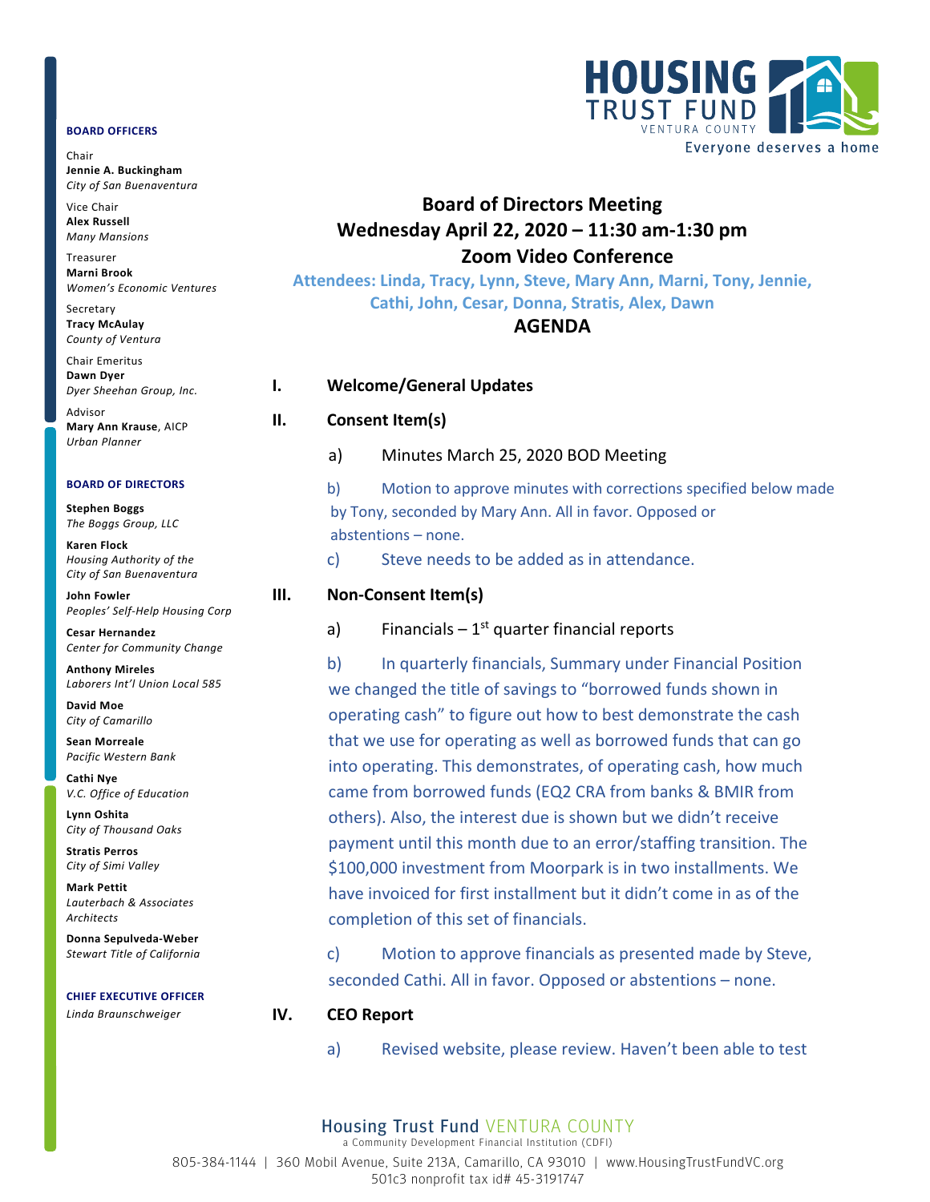**HOUSING TRUST FUND**
VENTURA COUNTY
Everyone deserves a home

**BOARD OFFICERS**

Chair
**Jennie A. Buckingham**
*City of San Buenaventura*

Vice Chair
**Alex Russell**
*Many Mansions*

Treasurer
**Marni Brook**
*Women's Economic Ventures*

Secretary
**Tracy McAulay**
*County of Ventura*

Chair Emeritus
**Dawn Dyer**
*Dyer Sheehan Group, Inc.*

Advisor
**Mary Ann Krause**, AICP
*Urban Planner*

**BOARD OF DIRECTORS**

**Stephen Boggs**
*The Boggs Group, LLC*

**Karen Flock**
*Housing Authority of the City of San Buenaventura*

**John Fowler**
*Peoples' Self-Help Housing Corp*

**Cesar Hernandez**
*Center for Community Change*

**Anthony Mireles**
*Laborers Int'l Union Local 585*

**David Moe**
*City of Camarillo*

**Sean Morreale**
*Pacific Western Bank*

**Cathi Nye**
*V.C. Office of Education*

**Lynn Oshita**
*City of Thousand Oaks*

**Stratis Perros**
*City of Simi Valley*

**Mark Pettit**
*Lauterbach & Associates Architects*

**Donna Sepulveda-Weber**
*Stewart Title of California*

**CHIEF EXECUTIVE OFFICER**
*Linda Braunschweiger*

# Board of Directors Meeting
## Wednesday April 22, 2020 – 11:30 am-1:30 pm
## Zoom Video Conference

**Attendees: Linda, Tracy, Lynn, Steve, Mary Ann, Marni, Tony, Jennie, Cathi, John, Cesar, Donna, Stratis, Alex, Dawn**

## AGENDA

**I. Welcome/General Updates**

**II. Consent Item(s)**

a) Minutes March 25, 2020 BOD Meeting

b) Motion to approve minutes with corrections specified below made by Tony, seconded by Mary Ann. All in favor. Opposed or abstentions – none.

c) Steve needs to be added as in attendance.

**III. Non-Consent Item(s)**

a) Financials – 1st quarter financial reports

b) In quarterly financials, Summary under Financial Position we changed the title of savings to "borrowed funds shown in operating cash" to figure out how to best demonstrate the cash that we use for operating as well as borrowed funds that can go into operating. This demonstrates, of operating cash, how much came from borrowed funds (EQ2 CRA from banks & BMIR from others). Also, the interest due is shown but we didn't receive payment until this month due to an error/staffing transition. The $100,000 investment from Moorpark is in two installments. We have invoiced for first installment but it didn't come in as of the completion of this set of financials.

c) Motion to approve financials as presented made by Steve, seconded Cathi. All in favor. Opposed or abstentions – none.

**IV. CEO Report**

a) Revised website, please review. Haven't been able to test

Housing Trust Fund VENTURA COUNTY
a Community Development Financial Institution (CDFI)
805-384-1144 | 360 Mobil Avenue, Suite 213A, Camarillo, CA 93010 | www.HousingTrustFundVC.org
501c3 nonprofit tax id# 45-3191747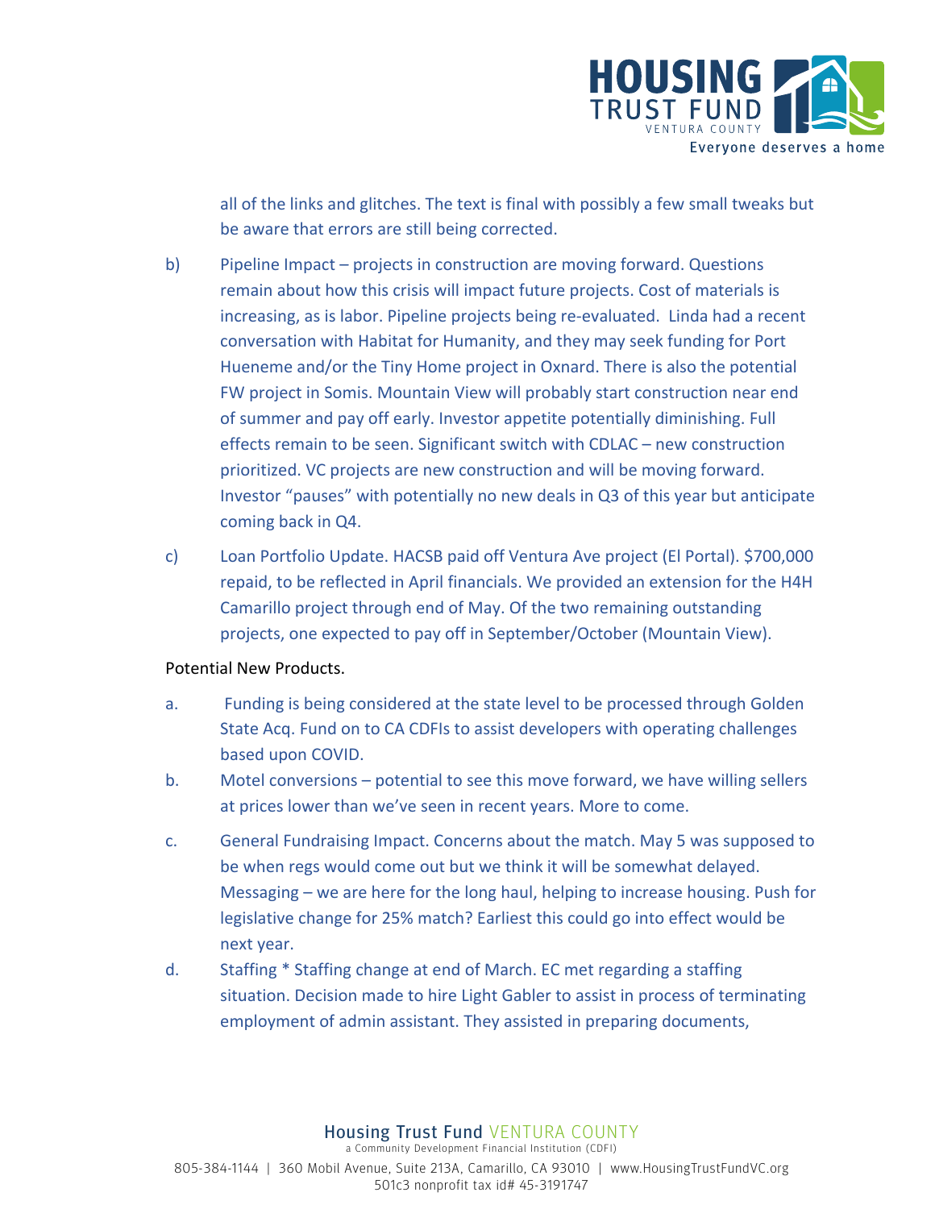all of the links and glitches. The text is final with possibly a few small tweaks but be aware that errors are still being corrected.

b) Pipeline Impact – projects in construction are moving forward. Questions remain about how this crisis will impact future projects. Cost of materials is increasing, as is labor. Pipeline projects being re-evaluated. Linda had a recent conversation with Habitat for Humanity, and they may seek funding for Port Hueneme and/or the Tiny Home project in Oxnard. There is also the potential FW project in Somis. Mountain View will probably start construction near end of summer and pay off early. Investor appetite potentially diminishing. Full effects remain to be seen. Significant switch with CDLAC – new construction prioritized. VC projects are new construction and will be moving forward. Investor "pauses" with potentially no new deals in Q3 of this year but anticipate coming back in Q4.

c) Loan Portfolio Update. HACSB paid off Ventura Ave project (El Portal). $700,000 repaid, to be reflected in April financials. We provided an extension for the H4H Camarillo project through end of May. Of the two remaining outstanding projects, one expected to pay off in September/October (Mountain View).

Potential New Products.

a. Funding is being considered at the state level to be processed through Golden State Acq. Fund on to CA CDFIs to assist developers with operating challenges based upon COVID.

b. Motel conversions – potential to see this move forward, we have willing sellers at prices lower than we've seen in recent years. More to come.

c. General Fundraising Impact. Concerns about the match. May 5 was supposed to be when regs would come out but we think it will be somewhat delayed. Messaging – we are here for the long haul, helping to increase housing. Push for legislative change for 25% match? Earliest this could go into effect would be next year.

d. Staffing * Staffing change at end of March. EC met regarding a staffing situation. Decision made to hire Light Gabler to assist in process of terminating employment of admin assistant. They assisted in preparing documents,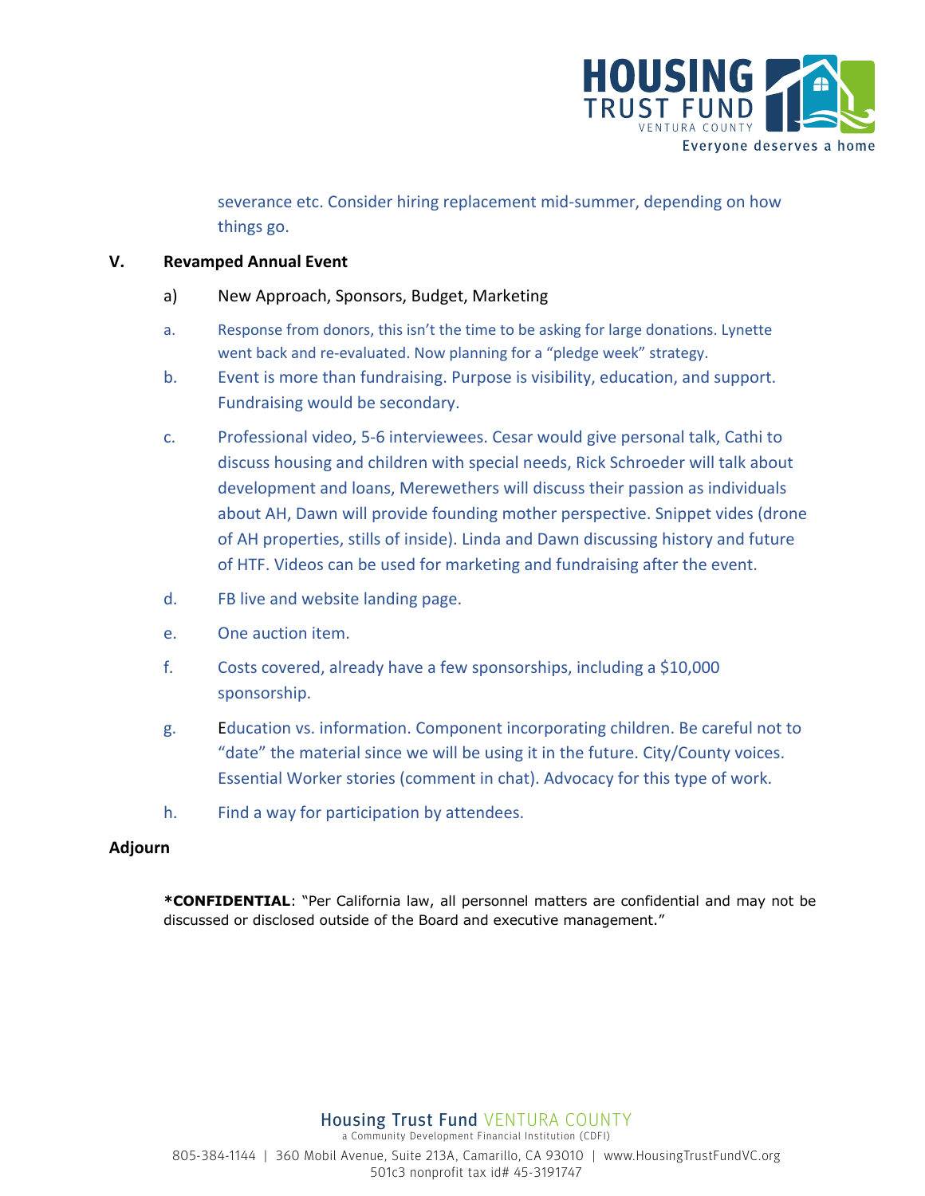severance etc. Consider hiring replacement mid-summer, depending on how things go.

**V. Revamped Annual Event**

a) New Approach, Sponsors, Budget, Marketing

a. Response from donors, this isn't the time to be asking for large donations. Lynette went back and re-evaluated. Now planning for a "pledge week" strategy.

b. Event is more than fundraising. Purpose is visibility, education, and support. Fundraising would be secondary.

c. Professional video, 5-6 interviewees. Cesar would give personal talk, Cathi to discuss housing and children with special needs, Rick Schroeder will talk about development and loans, Merewethers will discuss their passion as individuals about AH, Dawn will provide founding mother perspective. Snippet vides (drone of AH properties, stills of inside). Linda and Dawn discussing history and future of HTF. Videos can be used for marketing and fundraising after the event.

d. FB live and website landing page.

e. One auction item.

f. Costs covered, already have a few sponsorships, including a $10,000 sponsorship.

g. Education vs. information. Component incorporating children. Be careful not to "date" the material since we will be using it in the future. City/County voices. Essential Worker stories (comment in chat). Advocacy for this type of work.

h. Find a way for participation by attendees.

**Adjourn**

**\*CONFIDENTIAL**: "Per California law, all personnel matters are confidential and may not be discussed or disclosed outside of the Board and executive management."